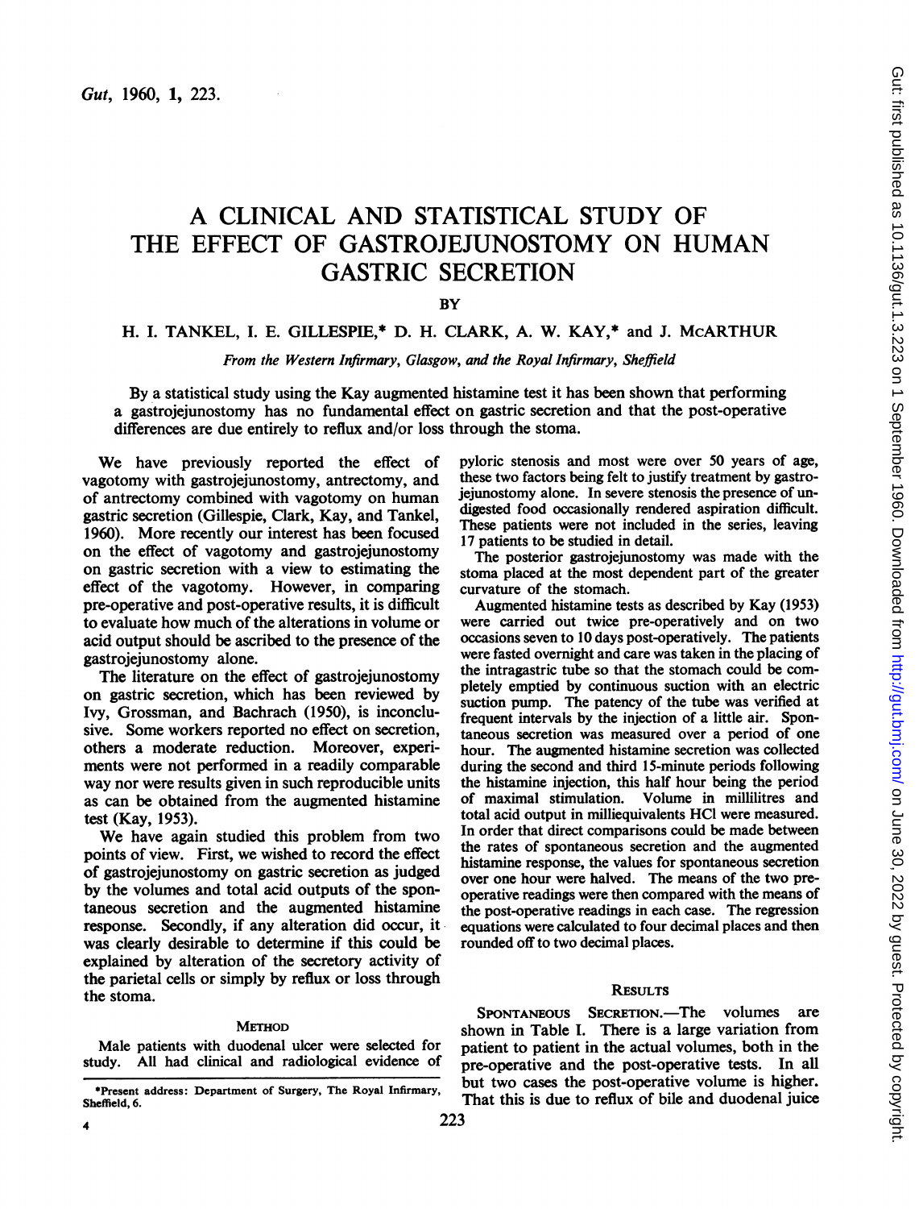# A CLINICAL AND STATISTICAL STUDY OF THE EFFECT OF GASTROJEJUNOSTOMY ON HUMAN GASTRIC SECRETION

BY

H. I. TANKEL, I. E. GILLESPIE,* D. H. CLARK, A. W. KAY,* and J. McARTHUR

*From the Western Infirmary, Glasgow, and the Royal Infirmary, Sheffield*

By a statistical study using the Kay augmented histamine test it has been shown that performing a gastrojejunostomy has no fundamental effect on gastric secretion and that the post-operative differences are due entirely to reflux and/or loss through the stoma.

We have previously reported the effect of vagotomy with gastrojejunostomy, antrectomy, and of antrectomy combined with vagotomy on human gastric secretion (Gillespie, Clark, Kay, and Tankel, 1960). More recently our interest has been focused on the effect of vagotomy and gastrojejunostomy on gastric secretion with a view to estimating the effect of the vagotomy. However, in comparing pre-operative and post-operative results, it is difficult to evaluate how much of the alterations in volume or acid output should be ascribed to the presence of the gastrojejunostomy alone.

The literature on the effect of gastrojejunostomy on gastric secretion, which has been reviewed by Ivy, Grossman, and Bachrach (1950), is inconclusive. Some workers reported no effect on secretion, others a moderate reduction. Moreover, experiments were not performed in a readily comparable way nor were results given in such reproducible units as can be obtained from the augmented histamine test (Kay, 1953).

We have again studied this problem from two points of view. First, we wished to record the effect of gastrojejunostomy on gastric secretion as judged by the volumes and total acid outputs of the spontaneous secretion and the augmented histamine response. Secondly, if any alteration did occur, it was clearly desirable to determine if this could be explained by alteration of the secretory activity of the parietal cells or simply by reflux or loss through the stoma.

## METHOD

Male patients with duodenal ulcer were selected for study. All had clinical and radiological evidence of pyloric stenosis and most were over 50 years of age, these two factors being felt to justify treatment by gastrojejunostomy alone. In severe stenosis the presence of undigested food occasionally rendered aspiration difficult. These patients were not included in the series, leaving 17 patients to be studied in detail.

The posterior gastrojejunostomy was made with the stoma placed at the most dependent part of the greater curvature of the stomach.

Augmented histamine tests as described by Kay (1953) were carried out twice pre-operatively and on two occasions seven to 10 days post-operatively. The patients were fasted overnight and care was taken in the placing of the intragastric tube so that the stomach could be completely emptied by continuous suction with an electric suction pump. The patency of the tube was verified at frequent intervals by the injection of a little air. Spontaneous secretion was measured over a period of one hour. The augmented histamine secretion was collected during the second and third 15-minute periods following the histamine injection, this half hour being the period of maximal stimulation. Volume in millilitres and total acid output in milliequivalents HCl were measured. In order that direct comparisons could be made between the rates of spontaneous secretion and the augmented histamine response, the values for spontaneous secretion over one hour were halved. The means of the two pre-operative readings were then compared with the means of the post-operative readings in each case. The regression equations were calculated to four decimal places and then rounded off to two decimal places.

## RESULTS

SPONTANEOUS SECRETION.—The volumes are shown in Table I. There is a large variation from patient to patient in the actual volumes, both in the pre-operative and the post-operative tests. In all but two cases the post-operative volume is higher. That this is due to reflux of bile and duodenal juice

*Present address: Department of Surgery, The Royal Infirmary, Sheffield, 6.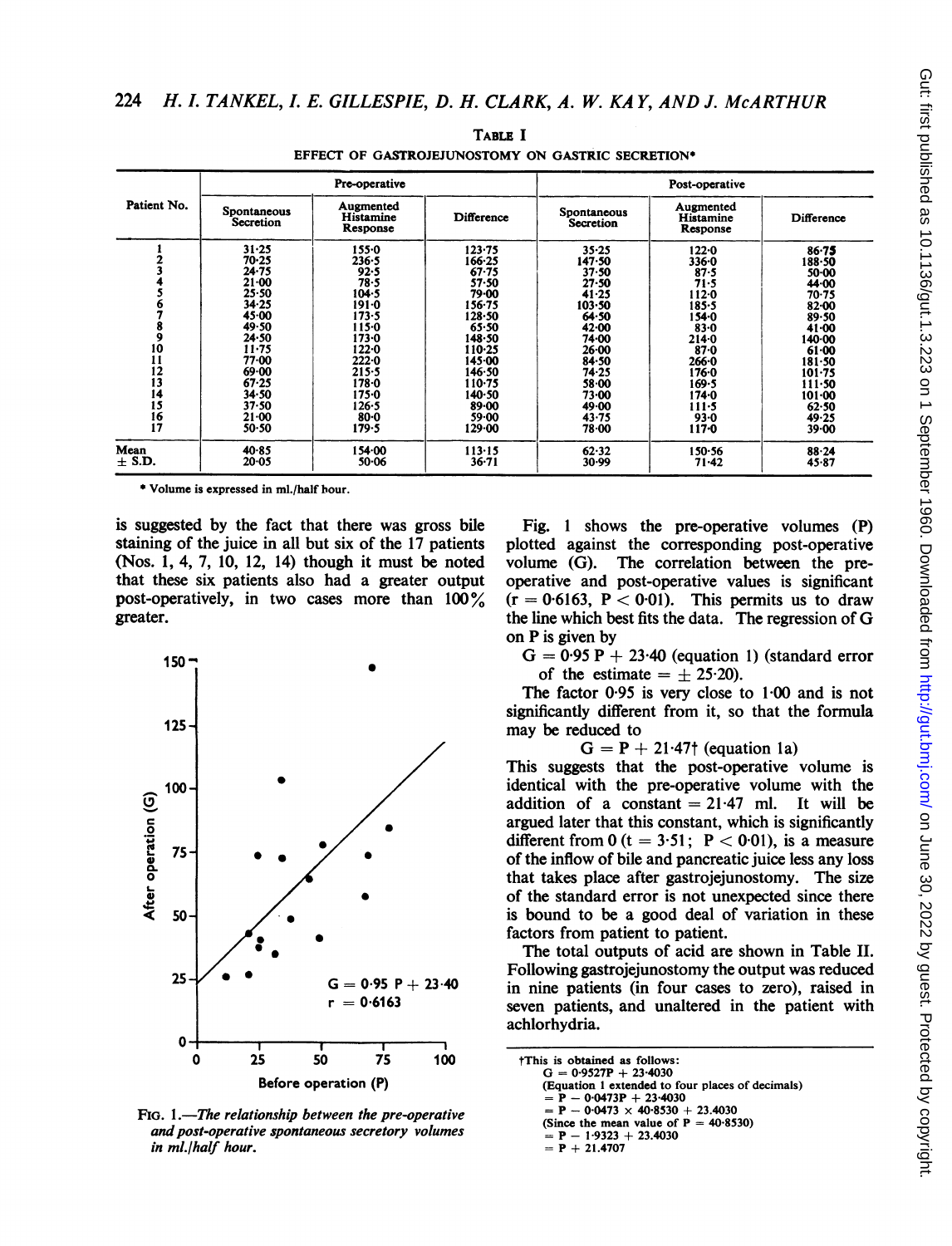TABLE I

EFFECT OF GASTROJEJUNOSTOMY ON GASTRIC SECRETION*

| Patient No. | Pre-operative | | | Post-operative | | |
|---|---|---|---|---|---|---|
| | Spontaneous Secretion | Augmented Histamine Response | Difference | Spontaneous Secretion | Augmented Histamine Response | Difference |
| 1 | 31·25 | 155·0 | 123·75 | 35·25 | 122·0 | 86·75 |
| 2 | 70·25 | 236·5 | 166·25 | 147·50 | 336·0 | 188·50 |
| 3 | 24·75 | 92·5 | 67·75 | 37·50 | 87·5 | 50·00 |
| 4 | 21·00 | 78·5 | 57·50 | 27·50 | 71·5 | 44·00 |
| 5 | 25·50 | 104·5 | 79·00 | 41·25 | 112·0 | 70·75 |
| 6 | 34·25 | 191·0 | 156·75 | 103·50 | 185·5 | 82·00 |
| 7 | 45·00 | 173·5 | 128·50 | 64·50 | 154·0 | 89·50 |
| 8 | 49·50 | 115·0 | 65·50 | 42·00 | 83·0 | 41·00 |
| 9 | 24·50 | 173·0 | 148·50 | 74·00 | 214·0 | 140·00 |
| 10 | 11·75 | 122·0 | 110·25 | 26·00 | 87·0 | 61·00 |
| 11 | 77·00 | 222·0 | 145·00 | 84·50 | 266·0 | 181·50 |
| 12 | 69·00 | 215·5 | 146·50 | 74·25 | 176·0 | 101·75 |
| 13 | 67·25 | 178·0 | 110·75 | 58·00 | 169·5 | 111·50 |
| 14 | 34·50 | 175·0 | 140·50 | 73·00 | 174·0 | 101·00 |
| 15 | 37·50 | 126·5 | 89·00 | 49·00 | 111·5 | 62·50 |
| 16 | 21·00 | 80·0 | 59·00 | 43·75 | 93·0 | 49·25 |
| 17 | 50·50 | 179·5 | 129·00 | 78·00 | 117·0 | 39·00 |
| Mean | 40·85 | 154·00 | 113·15 | 62·32 | 150·56 | 88·24 |
| ± S.D. | 20·05 | 50·06 | 36·71 | 30·99 | 71·42 | 45·87 |

* Volume is expressed in ml./half hour.

is suggested by the fact that there was gross bile staining of the juice in all but six of the 17 patients (Nos. 1, 4, 7, 10, 12, 14) though it must be noted that these six patients also had a greater output post-operatively, in two cases more than 100% greater.

FIG. 1.—*The relationship between the pre-operative and post-operative spontaneous secretory volumes in ml./half hour.*

Fig. 1 shows the pre-operative volumes (P) plotted against the corresponding post-operative volume (G). The correlation between the pre-operative and post-operative values is significant ($r = 0{\cdot}6163$, $P < 0{\cdot}01$). This permits us to draw the line which best fits the data. The regression of G on P is given by

$G = 0{\cdot}95\,P + 23{\cdot}40$ (equation 1) (standard error of the estimate $= \pm\ 25{\cdot}20$).

The factor 0·95 is very close to 1·00 and is not significantly different from it, so that the formula may be reduced to

$G = P + 21{\cdot}47$† (equation 1a)

This suggests that the post-operative volume is identical with the pre-operative volume with the addition of a constant = 21·47 ml. It will be argued later that this constant, which is significantly different from 0 ($t = 3{\cdot}51$; $P < 0{\cdot}01$), is a measure of the inflow of bile and pancreatic juice less any loss that takes place after gastrojejunostomy. The size of the standard error is not unexpected since there is bound to be a good deal of variation in these factors from patient to patient.

The total outputs of acid are shown in Table II. Following gastrojejunostomy the output was reduced in nine patients (in four cases to zero), raised in seven patients, and unaltered in the patient with achlorhydria.

†This is obtained as follows:

$G = 0{\cdot}9527P + 23{\cdot}4030$

(Equation 1 extended to four places of decimals)

$= P - 0{\cdot}0473P + 23{\cdot}4030$

$= P - 0{\cdot}0473 \times 40{\cdot}8530 + 23{\cdot}4030$

(Since the mean value of $P = 40{\cdot}8530$)

$= P - 1{\cdot}9323 + 23{\cdot}4030$

$= P + 21{\cdot}4707$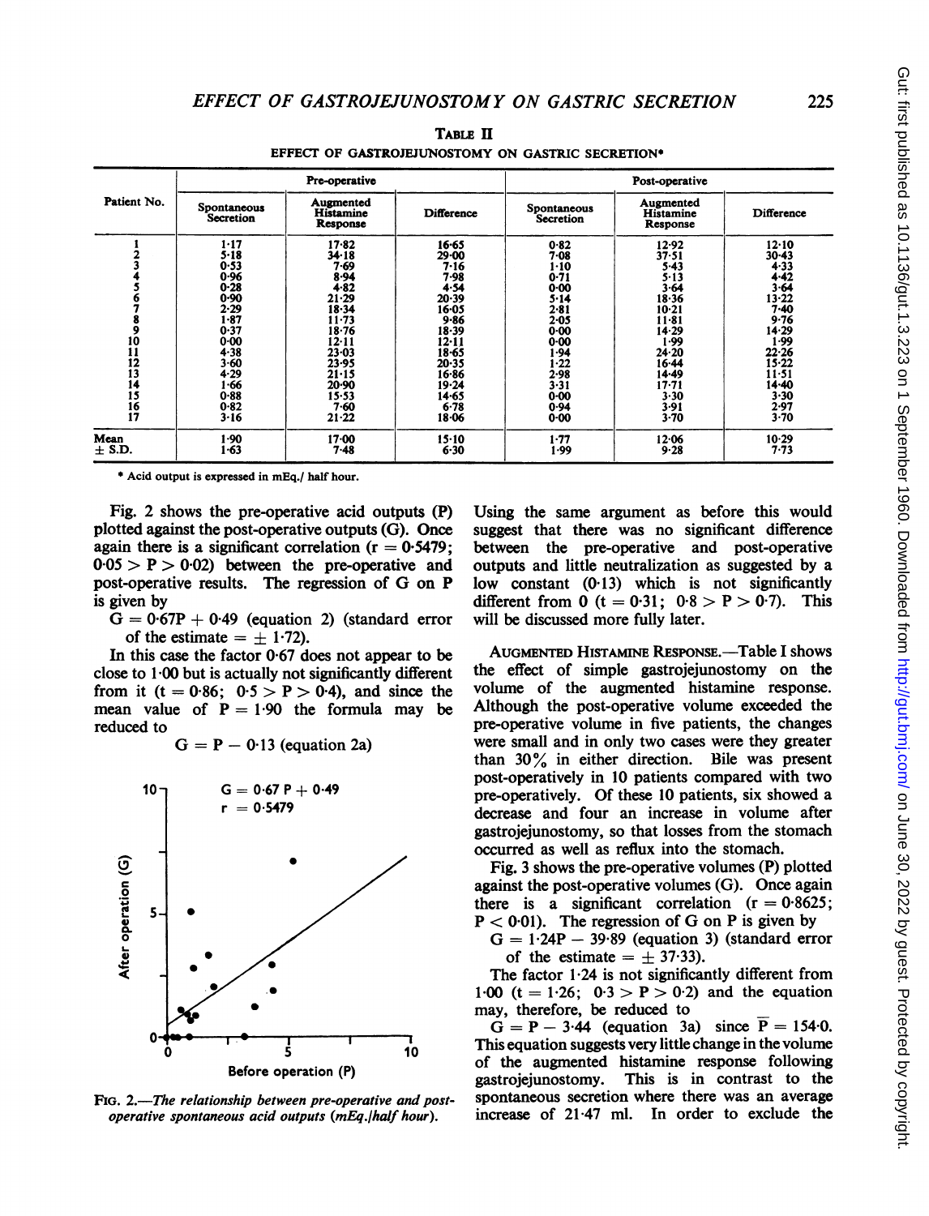TABLE II

EFFECT OF GASTROJEJUNOSTOMY ON GASTRIC SECRETION*

| Patient No. | Pre-operative | | | Post-operative | | |
|---|---|---|---|---|---|---|
| | Spontaneous Secretion | Augmented Histamine Response | Difference | Spontaneous Secretion | Augmented Histamine Response | Difference |
| 1 | 1·17 | 17·82 | 16·65 | 0·82 | 12·92 | 12·10 |
| 2 | 5·18 | 34·18 | 29·00 | 7·08 | 37·51 | 30·43 |
| 3 | 0·53 | 7·69 | 7·16 | 1·10 | 5·43 | 4·33 |
| 4 | 0·96 | 8·94 | 7·98 | 0·71 | 5·13 | 4·42 |
| 5 | 0·28 | 4·82 | 4·54 | 0·00 | 3·64 | 3·64 |
| 6 | 0·90 | 21·29 | 20·39 | 5·14 | 18·36 | 13·22 |
| 7 | 2·29 | 18·34 | 16·05 | 2·81 | 10·21 | 7·40 |
| 8 | 1·87 | 11·73 | 9·86 | 2·05 | 11·81 | 9·76 |
| 9 | 0·37 | 18·76 | 18·39 | 0·00 | 14·29 | 14·29 |
| 10 | 0·00 | 12·11 | 12·11 | 0·00 | 1·99 | 1·99 |
| 11 | 4·38 | 23·03 | 18·65 | 1·94 | 24·20 | 22·26 |
| 12 | 3·60 | 23·95 | 20·35 | 1·22 | 16·44 | 15·22 |
| 13 | 4·29 | 21·15 | 16·86 | 2·98 | 14·49 | 11·51 |
| 14 | 1·66 | 20·90 | 19·24 | 3·31 | 17·71 | 14·40 |
| 15 | 0·88 | 15·53 | 14·65 | 0·00 | 3·30 | 3·30 |
| 16 | 0·82 | 7·60 | 6·78 | 0·94 | 3·91 | 2·97 |
| 17 | 3·16 | 21·22 | 18·06 | 0·00 | 3·70 | 3·70 |
| Mean | 1·90 | 17·00 | 15·10 | 1·77 | 12·06 | 10·29 |
| ± S.D. | 1·63 | 7·48 | 6·30 | 1·99 | 9·28 | 7·73 |

* Acid output is expressed in mEq./ half hour.

Fig. 2 shows the pre-operative acid outputs (P) plotted against the post-operative outputs (G). Once again there is a significant correlation ($r = 0{\cdot}5479$; $0{\cdot}05 > P > 0{\cdot}02$) between the pre-operative and post-operative results. The regression of G on P is given by

$G = 0{\cdot}67P + 0{\cdot}49$ (equation 2) (standard error of the estimate $= \pm 1{\cdot}72$).

In this case the factor 0·67 does not appear to be close to 1·00 but is actually not significantly different from it ($t = 0{\cdot}86$; $0{\cdot}5 > P > 0{\cdot}4$), and since the mean value of $P = 1{\cdot}90$ the formula may be reduced to

$$G = P - 0{\cdot}13 \text{ (equation 2a)}$$

FIG. 2.—*The relationship between pre-operative and post-operative spontaneous acid outputs (mEq./half hour).*

Using the same argument as before this would suggest that there was no significant difference between the pre-operative and post-operative outputs and little neutralization as suggested by a low constant (0·13) which is not significantly different from 0 ($t = 0{\cdot}31$; $0{\cdot}8 > P > 0{\cdot}7$). This will be discussed more fully later.

AUGMENTED HISTAMINE RESPONSE.—Table I shows the effect of simple gastrojejunostomy on the volume of the augmented histamine response. Although the post-operative volume exceeded the pre-operative volume in five patients, the changes were small and in only two cases were they greater than 30% in either direction. Bile was present post-operatively in 10 patients compared with two pre-operatively. Of these 10 patients, six showed a decrease and four an increase in volume after gastrojejunostomy, so that losses from the stomach occurred as well as reflux into the stomach.

Fig. 3 shows the pre-operative volumes (P) plotted against the post-operative volumes (G). Once again there is a significant correlation ($r = 0{\cdot}8625$; $P < 0{\cdot}01$). The regression of G on P is given by

$G = 1{\cdot}24P - 39{\cdot}89$ (equation 3) (standard error of the estimate $= \pm 37{\cdot}33$).

The factor 1·24 is not significantly different from 1·00 ($t = 1{\cdot}26$; $0{\cdot}3 > P > 0{\cdot}2$) and the equation may, therefore, be reduced to

$G = P - 3{\cdot}44$ (equation 3a) since $\bar{P} = 154{\cdot}0$. This equation suggests very little change in the volume of the augmented histamine response following gastrojejunostomy. This is in contrast to the spontaneous secretion where there was an average increase of 21·47 ml. In order to exclude the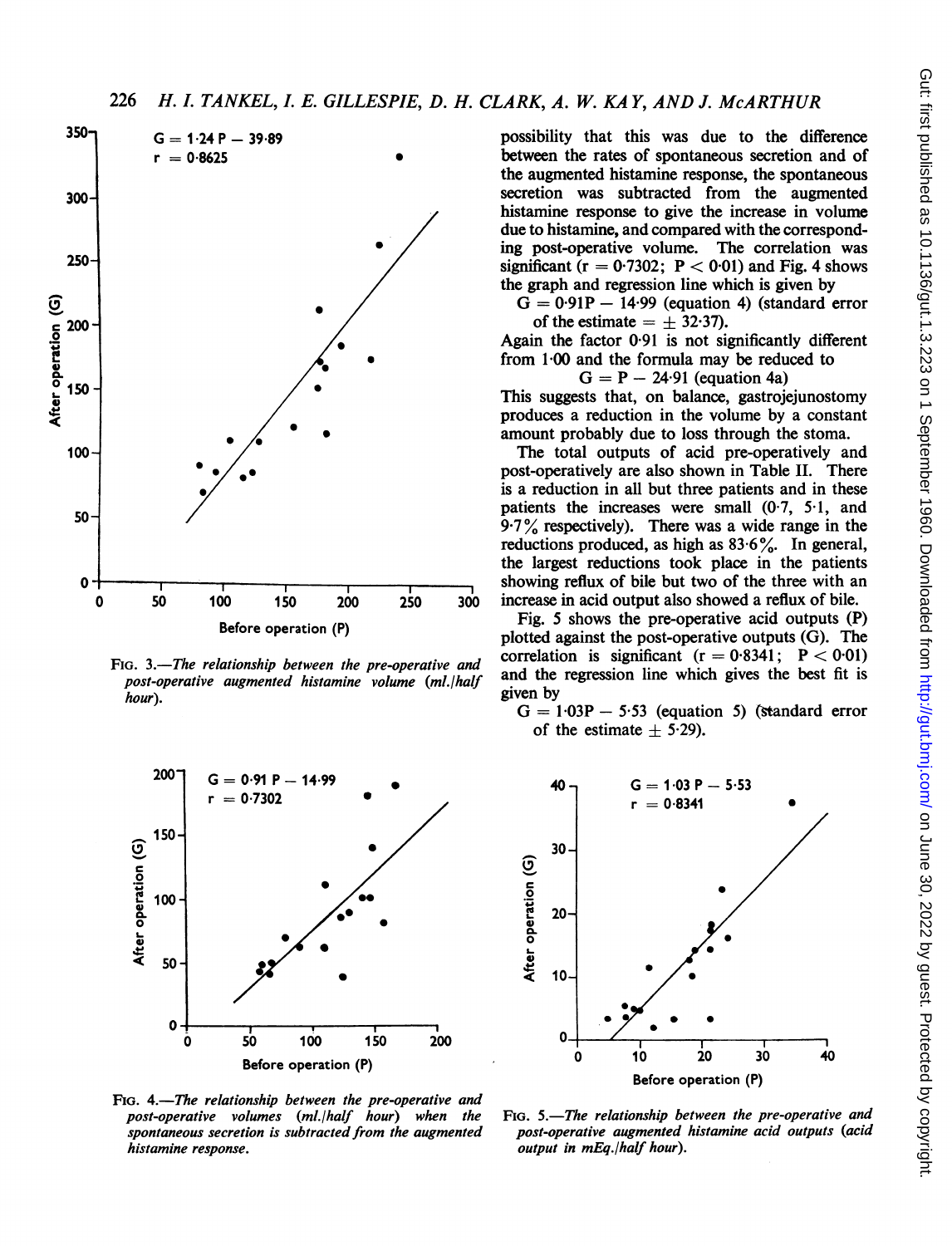possibility that this was due to the difference between the rates of spontaneous secretion and of the augmented histamine response, the spontaneous secretion was subtracted from the augmented histamine response to give the increase in volume due to histamine, and compared with the corresponding post-operative volume. The correlation was significant ($r = 0.7302$; $P < 0.01$) and Fig. 4 shows the graph and regression line which is given by

$$G = 0.91P - 14.99 \text{ (equation 4) (standard error of the estimate} = \pm 32.37\text{)}.$$

Again the factor 0·91 is not significantly different from 1·00 and the formula may be reduced to

$$G = P - 24.91 \text{ (equation 4a)}$$

This suggests that, on balance, gastrojejunostomy produces a reduction in the volume by a constant amount probably due to loss through the stoma.

The total outputs of acid pre-operatively and post-operatively are also shown in Table II. There is a reduction in all but three patients and in these patients the increases were small (0·7, 5·1, and 9·7% respectively). There was a wide range in the reductions produced, as high as 83·6%. In general, the largest reductions took place in the patients showing reflux of bile but two of the three with an increase in acid output also showed a reflux of bile.

Fig. 5 shows the pre-operative acid outputs (P) plotted against the post-operative outputs (G). The correlation is significant ($r = 0.8341$; $P < 0.01$) and the regression line which gives the best fit is given by

$$G = 1.03P - 5.53 \text{ (equation 5) (standard error of the estimate} \pm 5.29\text{)}.$$

FIG. 3.—*The relationship between the pre-operative and post-operative augmented histamine volume (ml./half hour).*

FIG. 4.—*The relationship between the pre-operative and post-operative volumes (ml./half hour) when the spontaneous secretion is subtracted from the augmented histamine response.*

FIG. 5.—*The relationship between the pre-operative and post-operative augmented histamine acid outputs (acid output in mEq./half hour).*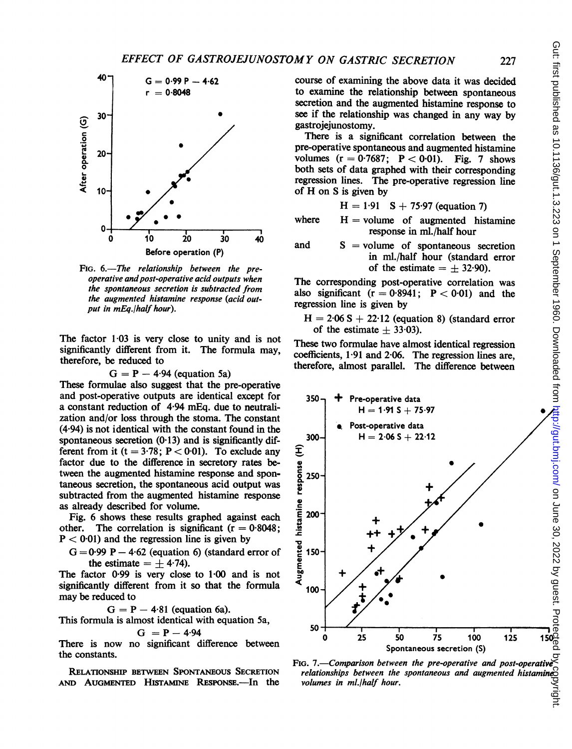The factor 1·03 is very close to unity and is not significantly different from it. The formula may, therefore, be reduced to

$$G = P - 4{\cdot}94 \text{ (equation 5a)}$$

These formulae also suggest that the pre-operative and post-operative outputs are identical except for a constant reduction of 4·94 mEq. due to neutralization and/or loss through the stoma. The constant (4·94) is not identical with the constant found in the spontaneous secretion (0·13) and is significantly different from it ($t = 3{\cdot}78$; $P < 0{\cdot}01$). To exclude any factor due to the difference in secretory rates between the augmented histamine response and spontaneous secretion, the spontaneous acid output was subtracted from the augmented histamine response as already described for volume.

Fig. 6 shows these results graphed against each other. The correlation is significant ($r = 0{\cdot}8048$; $P < 0{\cdot}01$) and the regression line is given by

$$G = 0{\cdot}99\ P - 4{\cdot}62 \text{ (equation 6) (standard error of the estimate} = \pm 4{\cdot}74).$$

The factor 0·99 is very close to 1·00 and is not significantly different from it so that the formula may be reduced to

$$G = P - 4{\cdot}81 \text{ (equation 6a).}$$

This formula is almost identical with equation 5a,

$$G = P - 4{\cdot}94$$

There is now no significant difference between the constants.

FIG. 6.—*The relationship between the pre-operative and post-operative acid outputs when the spontaneous secretion is subtracted from the augmented histamine response (acid output in mEq./half hour).*

**RELATIONSHIP BETWEEN SPONTANEOUS SECRETION AND AUGMENTED HISTAMINE RESPONSE.**—In the course of examining the above data it was decided to examine the relationship between spontaneous secretion and the augmented histamine response to see if the relationship was changed in any way by gastrojejunostomy.

There is a significant correlation between the pre-operative spontaneous and augmented histamine volumes ($r = 0{\cdot}7687$; $P < 0{\cdot}01$). Fig. 7 shows both sets of data graphed with their corresponding regression lines. The pre-operative regression line of H on S is given by

$$H = 1{\cdot}91\ S + 75{\cdot}97 \text{ (equation 7)}$$

where H = volume of augmented histamine response in ml./half hour

and S = volume of spontaneous secretion in ml./half hour (standard error of the estimate = ± 32·90).

The corresponding post-operative correlation was also significant ($r = 0{\cdot}8941$; $P < 0{\cdot}01$) and the regression line is given by

$$H = 2{\cdot}06\ S + 22{\cdot}12 \text{ (equation 8) (standard error of the estimate} \pm 33{\cdot}03).$$

These two formulae have almost identical regression coefficients, 1·91 and 2·06. The regression lines are, therefore, almost parallel. The difference between

FIG. 7.—*Comparison between the pre-operative and post-operative relationships between the spontaneous and augmented histamine volumes in ml./half hour.*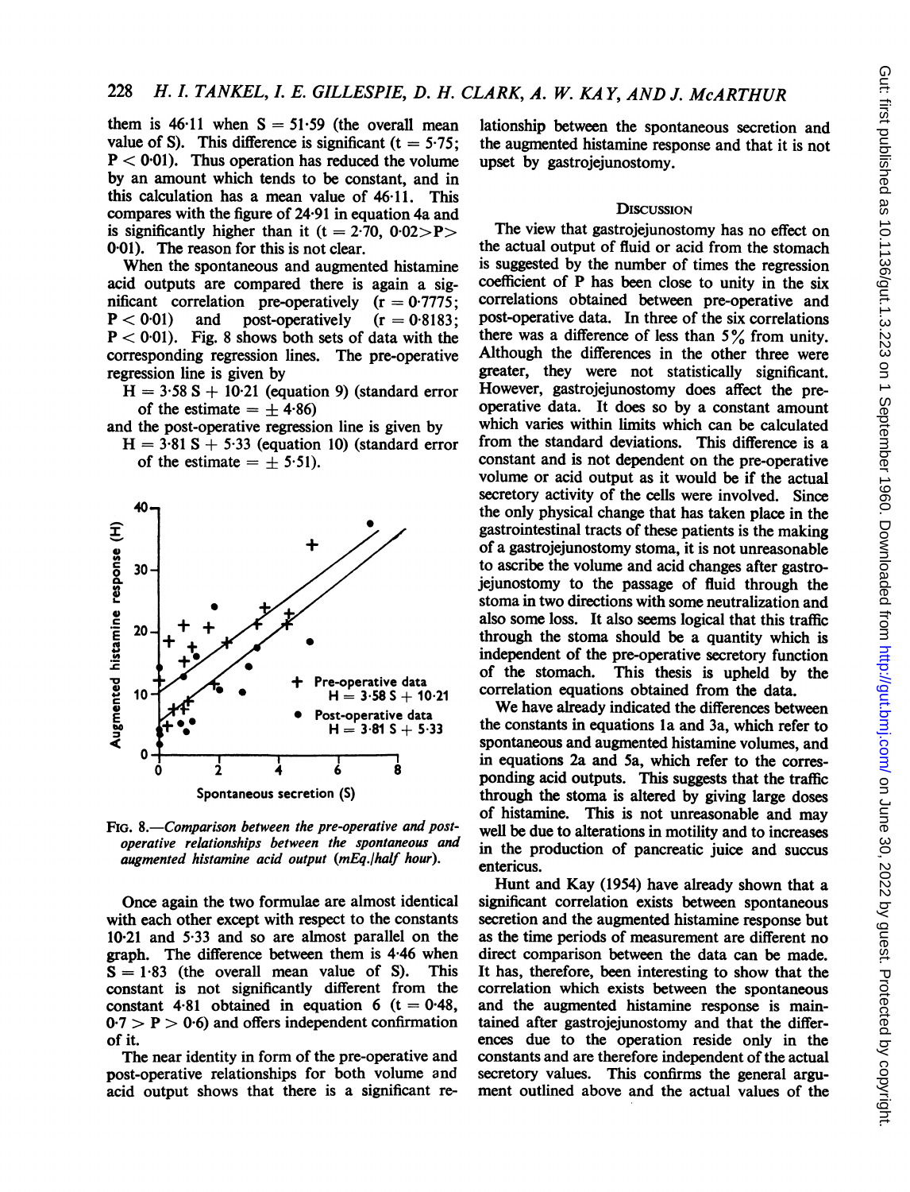them is 46·11 when S = 51·59 (the overall mean value of S). This difference is significant ($t = 5·75$; $P < 0·01$). Thus operation has reduced the volume by an amount which tends to be constant, and in this calculation has a mean value of 46·11. This compares with the figure of 24·91 in equation 4a and is significantly higher than it ($t = 2·70$, $0·02 > P > 0·01$). The reason for this is not clear.

When the spontaneous and augmented histamine acid outputs are compared there is again a significant correlation pre-operatively ($r = 0·7775$; $P < 0·01$) and post-operatively ($r = 0·8183$; $P < 0·01$). Fig. 8 shows both sets of data with the corresponding regression lines. The pre-operative regression line is given by

$H = 3·58\,S + 10·21$ (equation 9) (standard error of the estimate = $\pm$ 4·86)

and the post-operative regression line is given by

$H = 3·81\,S + 5·33$ (equation 10) (standard error of the estimate = $\pm$ 5·51).

FIG. 8.—*Comparison between the pre-operative and post-operative relationships between the spontaneous and augmented histamine acid output (mEq./half hour).*

Once again the two formulae are almost identical with each other except with respect to the constants 10·21 and 5·33 and so are almost parallel on the graph. The difference between them is 4·46 when S = 1·83 (the overall mean value of S). This constant is not significantly different from the constant 4·81 obtained in equation 6 ($t = 0·48$, $0·7 > P > 0·6$) and offers independent confirmation of it.

The near identity in form of the pre-operative and post-operative relationships for both volume and acid output shows that there is a significant relationship between the spontaneous secretion and the augmented histamine response and that it is not upset by gastrojejunostomy.

## DISCUSSION

The view that gastrojejunostomy has no effect on the actual output of fluid or acid from the stomach is suggested by the number of times the regression coefficient of P has been close to unity in the six correlations obtained between pre-operative and post-operative data. In three of the six correlations there was a difference of less than 5% from unity. Although the differences in the other three were greater, they were not statistically significant. However, gastrojejunostomy does affect the pre-operative data. It does so by a constant amount which varies within limits which can be calculated from the standard deviations. This difference is a constant and is not dependent on the pre-operative volume or acid output as it would be if the actual secretory activity of the cells were involved. Since the only physical change that has taken place in the gastrointestinal tracts of these patients is the making of a gastrojejunostomy stoma, it is not unreasonable to ascribe the volume and acid changes after gastrojejunostomy to the passage of fluid through the stoma in two directions with some neutralization and also some loss. It also seems logical that this traffic through the stoma should be a quantity which is independent of the pre-operative secretory function of the stomach. This thesis is upheld by the correlation equations obtained from the data.

We have already indicated the differences between the constants in equations 1a and 3a, which refer to spontaneous and augmented histamine volumes, and in equations 2a and 5a, which refer to the corresponding acid outputs. This suggests that the traffic through the stoma is altered by giving large doses of histamine. This is not unreasonable and may well be due to alterations in motility and to increases in the production of pancreatic juice and succus entericus.

Hunt and Kay (1954) have already shown that a significant correlation exists between spontaneous secretion and the augmented histamine response but as the time periods of measurement are different no direct comparison between the data can be made. It has, therefore, been interesting to show that the correlation which exists between the spontaneous and the augmented histamine response is maintained after gastrojejunostomy and that the differences due to the operation reside only in the constants and are therefore independent of the actual secretory values. This confirms the general argument outlined above and the actual values of the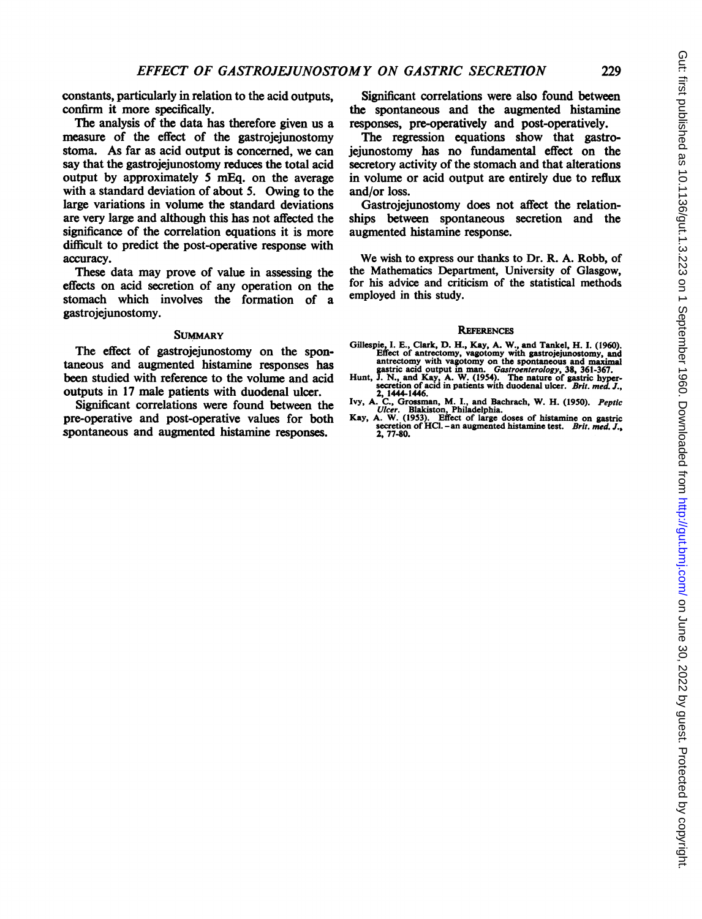constants, particularly in relation to the acid outputs, confirm it more specifically.

The analysis of the data has therefore given us a measure of the effect of the gastrojejunostomy stoma. As far as acid output is concerned, we can say that the gastrojejunostomy reduces the total acid output by approximately 5 mEq. on the average with a standard deviation of about 5. Owing to the large variations in volume the standard deviations are very large and although this has not affected the significance of the correlation equations it is more difficult to predict the post-operative response with accuracy.

These data may prove of value in assessing the effects on acid secretion of any operation on the stomach which involves the formation of a gastrojejunostomy.

## SUMMARY

The effect of gastrojejunostomy on the spontaneous and augmented histamine responses has been studied with reference to the volume and acid outputs in 17 male patients with duodenal ulcer.

Significant correlations were found between the pre-operative and post-operative values for both spontaneous and augmented histamine responses.

Significant correlations were also found between the spontaneous and the augmented histamine responses, pre-operatively and post-operatively.

The regression equations show that gastrojejunostomy has no fundamental effect on the secretory activity of the stomach and that alterations in volume or acid output are entirely due to reflux and/or loss.

Gastrojejunostomy does not affect the relationships between spontaneous secretion and the augmented histamine response.

We wish to express our thanks to Dr. R. A. Robb, of the Mathematics Department, University of Glasgow, for his advice and criticism of the statistical methods employed in this study.

## REFERENCES

Gillespie, I. E., Clark, D. H., Kay, A. W., and Tankel, H. I. (1960). Effect of antrectomy, vagotomy with gastrojejunostomy, and antrectomy with vagotomy on the spontaneous and maximal gastric acid output in man. *Gastroenterology*, 38, 361-367.

Hunt, J. N., and Kay, A. W. (1954). The nature of gastric hypersecretion of acid in patients with duodenal ulcer. *Brit. med. J.*, 2, 1444-1446.

Ivy, A. C., Grossman, M. I., and Bachrach, W. H. (1950). *Peptic Ulcer*. Blakiston, Philadelphia.

Kay, A. W. (1953). Effect of large doses of histamine on gastric secretion of HCl.–an augmented histamine test. *Brit. med. J.*, 2, 77-80.